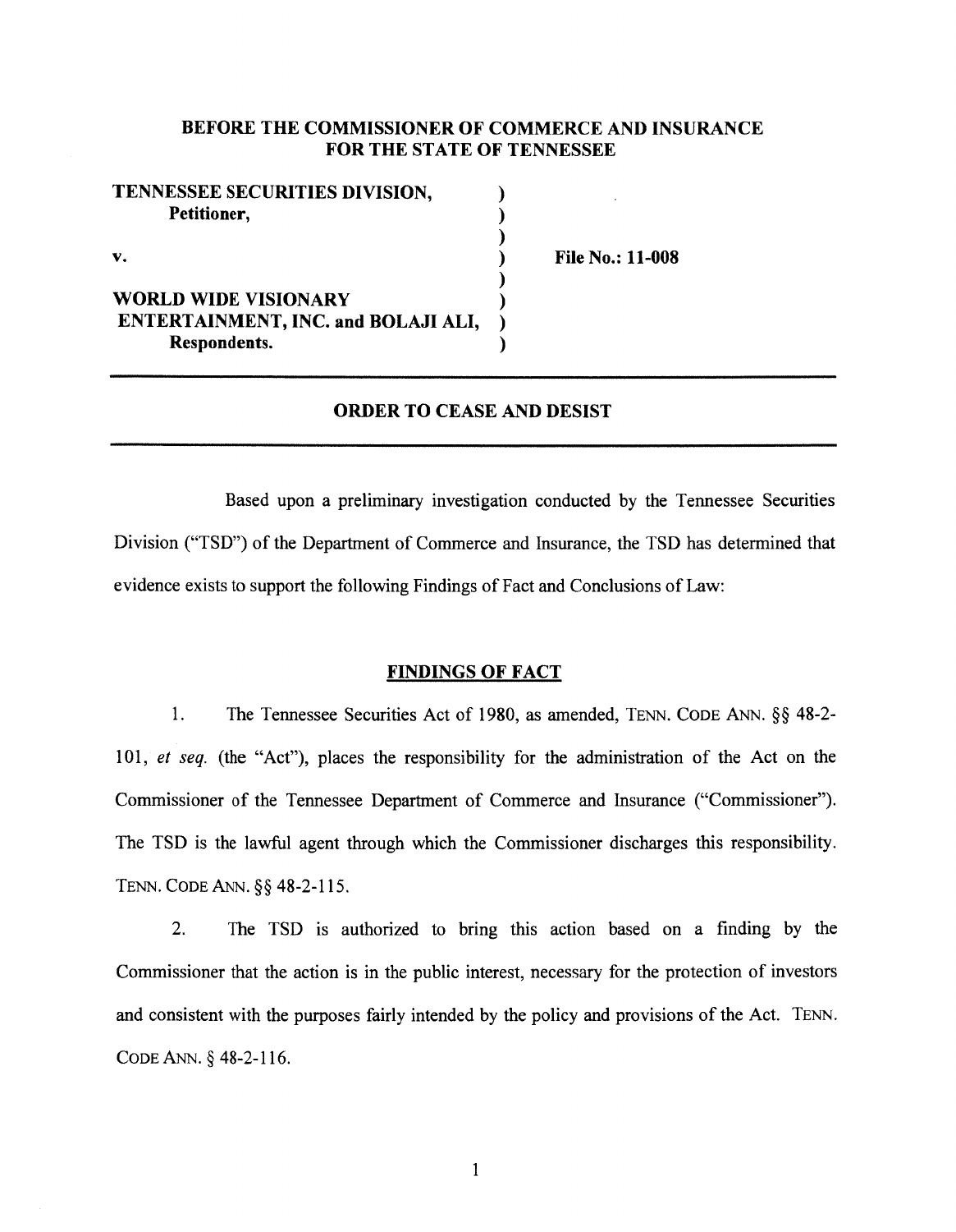**BEFORE THE COMMISSIONER OF COMMERCE AND INSURANCE**
**FOR THE STATE OF TENNESSEE**

| | | |
|---|---|---|
| **TENNESSEE SECURITIES DIVISION,** | ) | |
| **Petitioner,** | ) | |
| | ) | |
| **v.** | ) | **File No.: 11-008** |
| | ) | |
| **WORLD WIDE VISIONARY** | ) | |
| **ENTERTAINMENT, INC. and BOLAJI ALI,** | ) | |
| **Respondents.** | ) | |

---

## ORDER TO CEASE AND DESIST

---

Based upon a preliminary investigation conducted by the Tennessee Securities Division ("TSD") of the Department of Commerce and Insurance, the TSD has determined that evidence exists to support the following Findings of Fact and Conclusions of Law:

## FINDINGS OF FACT

1. The Tennessee Securities Act of 1980, as amended, TENN. CODE ANN. §§ 48-2-101, *et seq.* (the "Act"), places the responsibility for the administration of the Act on the Commissioner of the Tennessee Department of Commerce and Insurance ("Commissioner"). The TSD is the lawful agent through which the Commissioner discharges this responsibility. TENN. CODE ANN. §§ 48-2-115.

2. The TSD is authorized to bring this action based on a finding by the Commissioner that the action is in the public interest, necessary for the protection of investors and consistent with the purposes fairly intended by the policy and provisions of the Act. TENN. CODE ANN. § 48-2-116.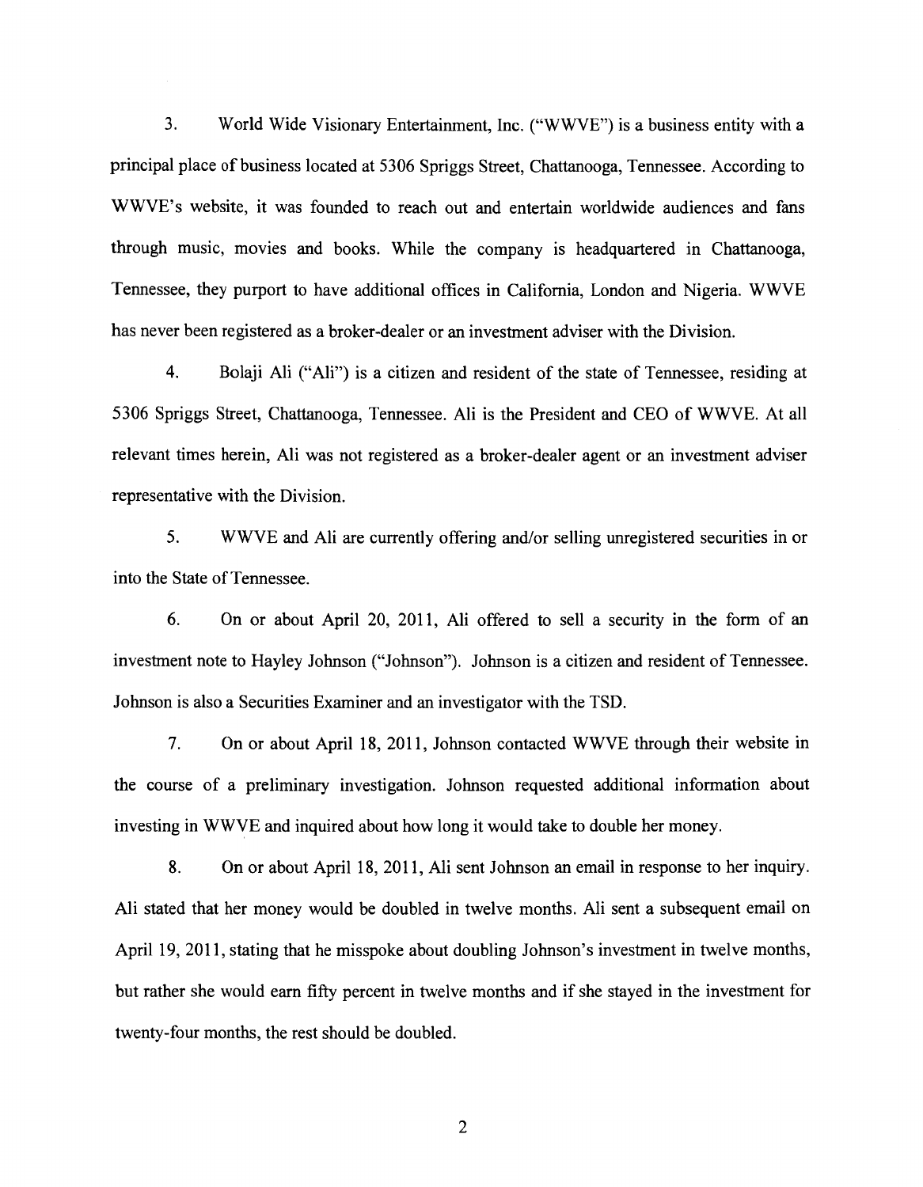3. World Wide Visionary Entertainment, Inc. ("WWVE") is a business entity with a principal place of business located at 5306 Spriggs Street, Chattanooga, Tennessee. According to WWVE's website, it was founded to reach out and entertain worldwide audiences and fans through music, movies and books. While the company is headquartered in Chattanooga, Tennessee, they purport to have additional offices in California, London and Nigeria. WWVE has never been registered as a broker-dealer or an investment adviser with the Division.

4. Bolaji Ali ("Ali") is a citizen and resident of the state of Tennessee, residing at 5306 Spriggs Street, Chattanooga, Tennessee. Ali is the President and CEO of WWVE. At all relevant times herein, Ali was not registered as a broker-dealer agent or an investment adviser representative with the Division.

5. WWVE and Ali are currently offering and/or selling unregistered securities in or into the State of Tennessee.

6. On or about April 20, 2011, Ali offered to sell a security in the form of an investment note to Hayley Johnson ("Johnson"). Johnson is a citizen and resident of Tennessee. Johnson is also a Securities Examiner and an investigator with the TSD.

7. On or about April 18, 2011, Johnson contacted WWVE through their website in the course of a preliminary investigation. Johnson requested additional information about investing in WWVE and inquired about how long it would take to double her money.

8. On or about April 18, 2011, Ali sent Johnson an email in response to her inquiry. Ali stated that her money would be doubled in twelve months. Ali sent a subsequent email on April 19, 2011, stating that he misspoke about doubling Johnson's investment in twelve months, but rather she would earn fifty percent in twelve months and if she stayed in the investment for twenty-four months, the rest should be doubled.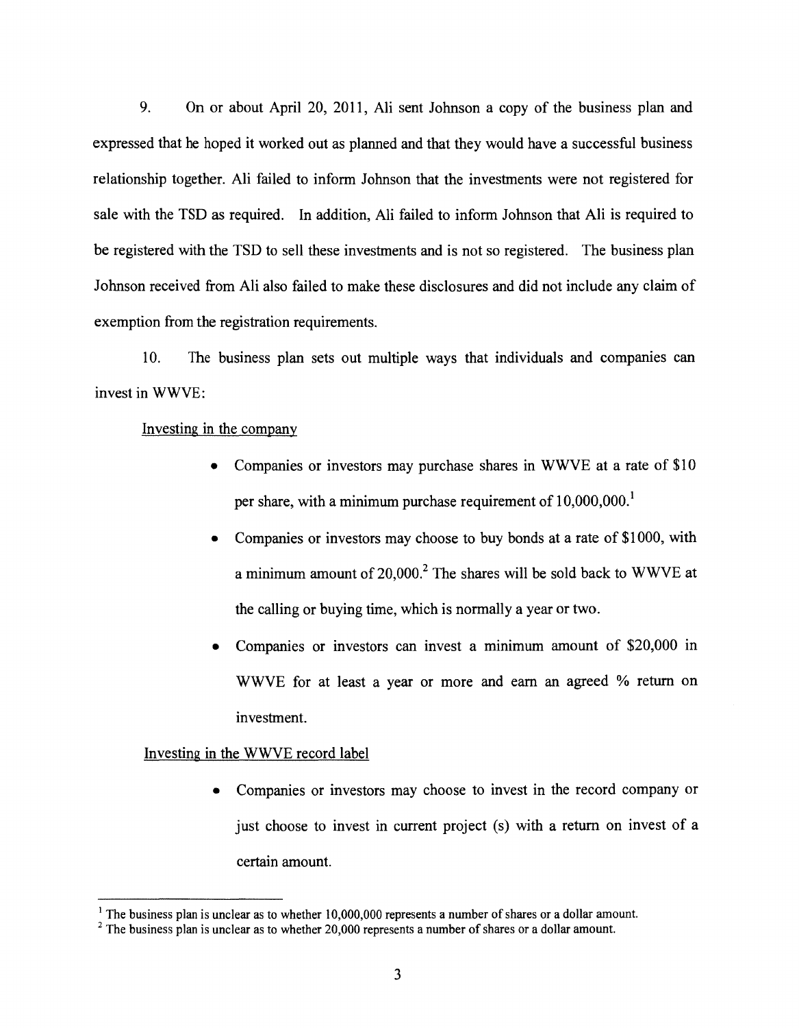9. On or about April 20, 2011, Ali sent Johnson a copy of the business plan and expressed that he hoped it worked out as planned and that they would have a successful business relationship together. Ali failed to inform Johnson that the investments were not registered for sale with the TSD as required. In addition, Ali failed to inform Johnson that Ali is required to be registered with the TSD to sell these investments and is not so registered. The business plan Johnson received from Ali also failed to make these disclosures and did not include any claim of exemption from the registration requirements.

10. The business plan sets out multiple ways that individuals and companies can invest in WWVE:

Investing in the company

- Companies or investors may purchase shares in WWVE at a rate of $10 per share, with a minimum purchase requirement of 10,000,000.[1]
- Companies or investors may choose to buy bonds at a rate of $1000, with a minimum amount of 20,000.[2] The shares will be sold back to WWVE at the calling or buying time, which is normally a year or two.
- Companies or investors can invest a minimum amount of $20,000 in WWVE for at least a year or more and earn an agreed % return on investment.

Investing in the WWVE record label

- Companies or investors may choose to invest in the record company or just choose to invest in current project (s) with a return on invest of a certain amount.

[1] The business plan is unclear as to whether 10,000,000 represents a number of shares or a dollar amount.

[2] The business plan is unclear as to whether 20,000 represents a number of shares or a dollar amount.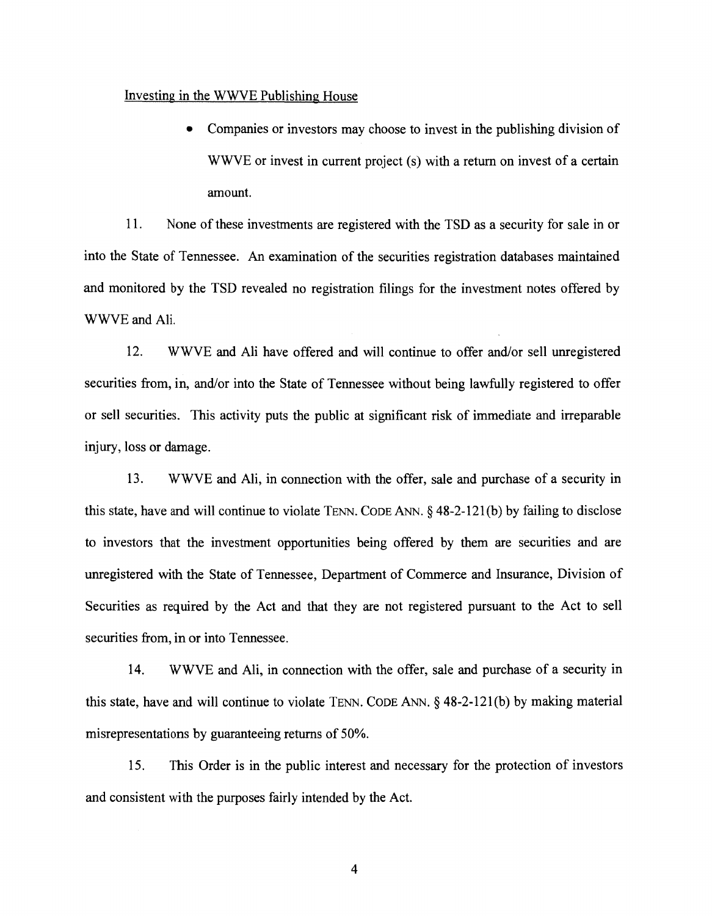Investing in the WWVE Publishing House

- Companies or investors may choose to invest in the publishing division of WWVE or invest in current project (s) with a return on invest of a certain amount.

11. None of these investments are registered with the TSD as a security for sale in or into the State of Tennessee. An examination of the securities registration databases maintained and monitored by the TSD revealed no registration filings for the investment notes offered by WWVE and Ali.

12. WWVE and Ali have offered and will continue to offer and/or sell unregistered securities from, in, and/or into the State of Tennessee without being lawfully registered to offer or sell securities. This activity puts the public at significant risk of immediate and irreparable injury, loss or damage.

13. WWVE and Ali, in connection with the offer, sale and purchase of a security in this state, have and will continue to violate TENN. CODE ANN. § 48-2-121(b) by failing to disclose to investors that the investment opportunities being offered by them are securities and are unregistered with the State of Tennessee, Department of Commerce and Insurance, Division of Securities as required by the Act and that they are not registered pursuant to the Act to sell securities from, in or into Tennessee.

14. WWVE and Ali, in connection with the offer, sale and purchase of a security in this state, have and will continue to violate TENN. CODE ANN. § 48-2-121(b) by making material misrepresentations by guaranteeing returns of 50%.

15. This Order is in the public interest and necessary for the protection of investors and consistent with the purposes fairly intended by the Act.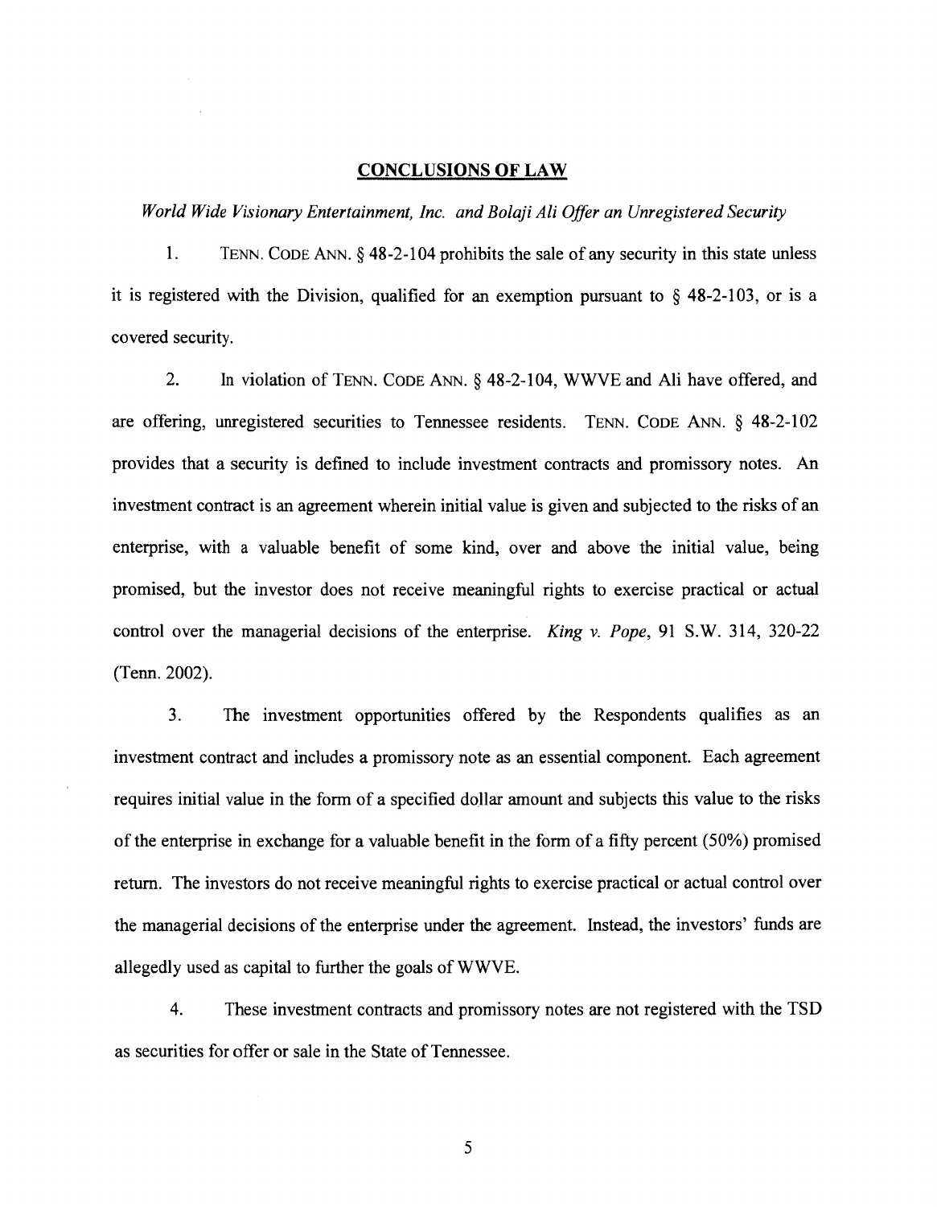## CONCLUSIONS OF LAW

*World Wide Visionary Entertainment, Inc. and Bolaji Ali Offer an Unregistered Security*

1. TENN. CODE ANN. § 48-2-104 prohibits the sale of any security in this state unless it is registered with the Division, qualified for an exemption pursuant to § 48-2-103, or is a covered security.

2. In violation of TENN. CODE ANN. § 48-2-104, WWVE and Ali have offered, and are offering, unregistered securities to Tennessee residents. TENN. CODE ANN. § 48-2-102 provides that a security is defined to include investment contracts and promissory notes. An investment contract is an agreement wherein initial value is given and subjected to the risks of an enterprise, with a valuable benefit of some kind, over and above the initial value, being promised, but the investor does not receive meaningful rights to exercise practical or actual control over the managerial decisions of the enterprise. *King v. Pope*, 91 S.W. 314, 320-22 (Tenn. 2002).

3. The investment opportunities offered by the Respondents qualifies as an investment contract and includes a promissory note as an essential component. Each agreement requires initial value in the form of a specified dollar amount and subjects this value to the risks of the enterprise in exchange for a valuable benefit in the form of a fifty percent (50%) promised return. The investors do not receive meaningful rights to exercise practical or actual control over the managerial decisions of the enterprise under the agreement. Instead, the investors' funds are allegedly used as capital to further the goals of WWVE.

4. These investment contracts and promissory notes are not registered with the TSD as securities for offer or sale in the State of Tennessee.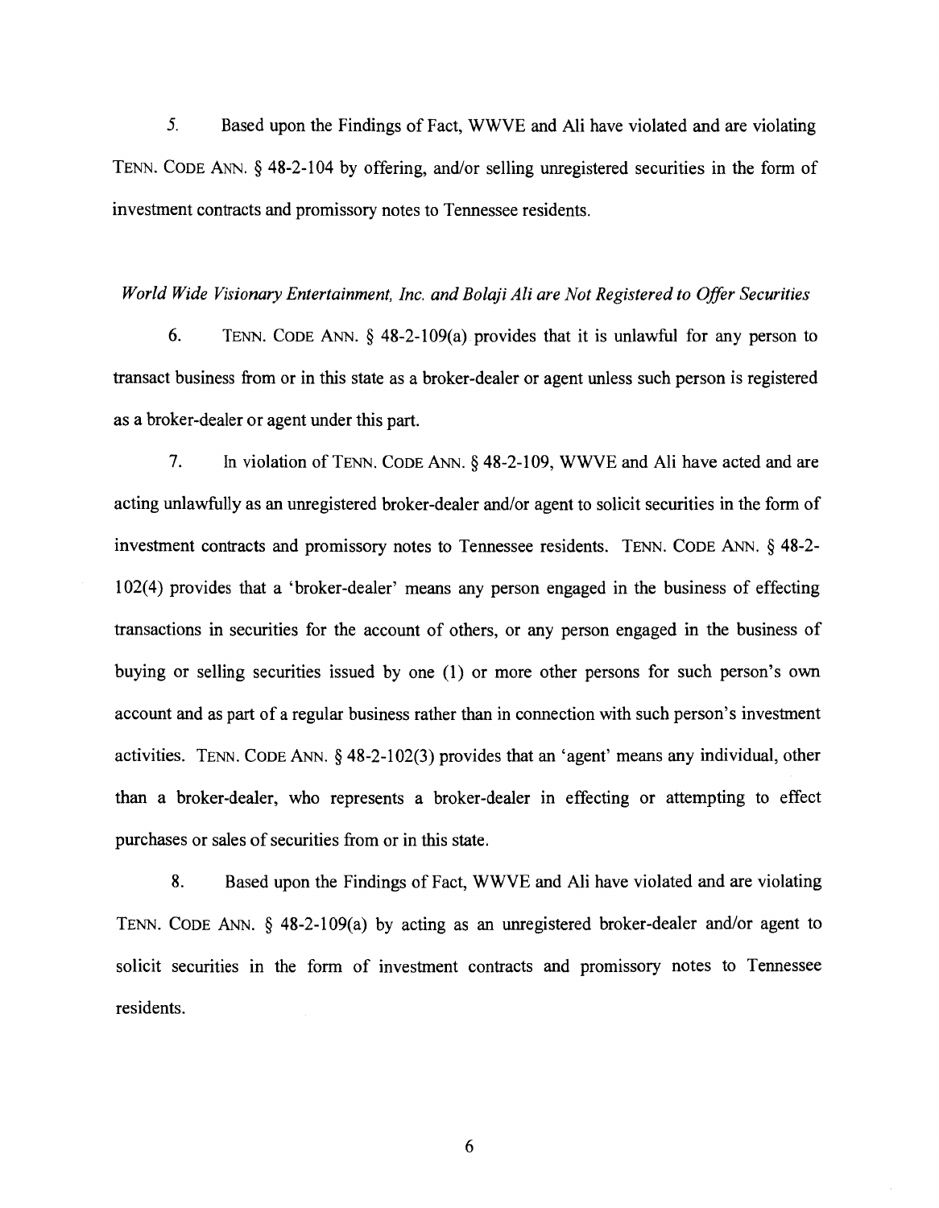5. Based upon the Findings of Fact, WWVE and Ali have violated and are violating TENN. CODE ANN. § 48-2-104 by offering, and/or selling unregistered securities in the form of investment contracts and promissory notes to Tennessee residents.

*World Wide Visionary Entertainment, Inc. and Bolaji Ali are Not Registered to Offer Securities*

6. TENN. CODE ANN. § 48-2-109(a) provides that it is unlawful for any person to transact business from or in this state as a broker-dealer or agent unless such person is registered as a broker-dealer or agent under this part.

7. In violation of TENN. CODE ANN. § 48-2-109, WWVE and Ali have acted and are acting unlawfully as an unregistered broker-dealer and/or agent to solicit securities in the form of investment contracts and promissory notes to Tennessee residents. TENN. CODE ANN. § 48-2-102(4) provides that a 'broker-dealer' means any person engaged in the business of effecting transactions in securities for the account of others, or any person engaged in the business of buying or selling securities issued by one (1) or more other persons for such person's own account and as part of a regular business rather than in connection with such person's investment activities. TENN. CODE ANN. § 48-2-102(3) provides that an 'agent' means any individual, other than a broker-dealer, who represents a broker-dealer in effecting or attempting to effect purchases or sales of securities from or in this state.

8. Based upon the Findings of Fact, WWVE and Ali have violated and are violating TENN. CODE ANN. § 48-2-109(a) by acting as an unregistered broker-dealer and/or agent to solicit securities in the form of investment contracts and promissory notes to Tennessee residents.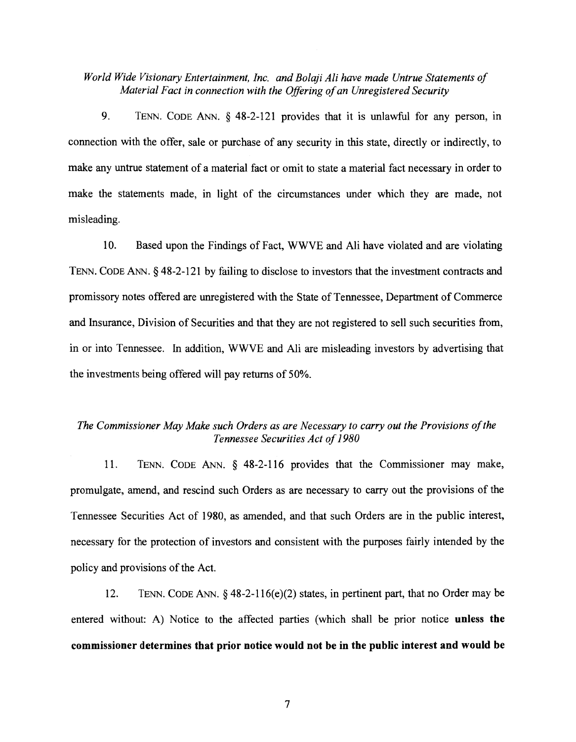*World Wide Visionary Entertainment, Inc. and Bolaji Ali have made Untrue Statements of Material Fact in connection with the Offering of an Unregistered Security*

9. TENN. CODE ANN. § 48-2-121 provides that it is unlawful for any person, in connection with the offer, sale or purchase of any security in this state, directly or indirectly, to make any untrue statement of a material fact or omit to state a material fact necessary in order to make the statements made, in light of the circumstances under which they are made, not misleading.

10. Based upon the Findings of Fact, WWVE and Ali have violated and are violating TENN. CODE ANN. § 48-2-121 by failing to disclose to investors that the investment contracts and promissory notes offered are unregistered with the State of Tennessee, Department of Commerce and Insurance, Division of Securities and that they are not registered to sell such securities from, in or into Tennessee. In addition, WWVE and Ali are misleading investors by advertising that the investments being offered will pay returns of 50%.

*The Commissioner May Make such Orders as are Necessary to carry out the Provisions of the Tennessee Securities Act of 1980*

11. TENN. CODE ANN. § 48-2-116 provides that the Commissioner may make, promulgate, amend, and rescind such Orders as are necessary to carry out the provisions of the Tennessee Securities Act of 1980, as amended, and that such Orders are in the public interest, necessary for the protection of investors and consistent with the purposes fairly intended by the policy and provisions of the Act.

12. TENN. CODE ANN. § 48-2-116(e)(2) states, in pertinent part, that no Order may be entered without: A) Notice to the affected parties (which shall be prior notice **unless the commissioner determines that prior notice would not be in the public interest and would be**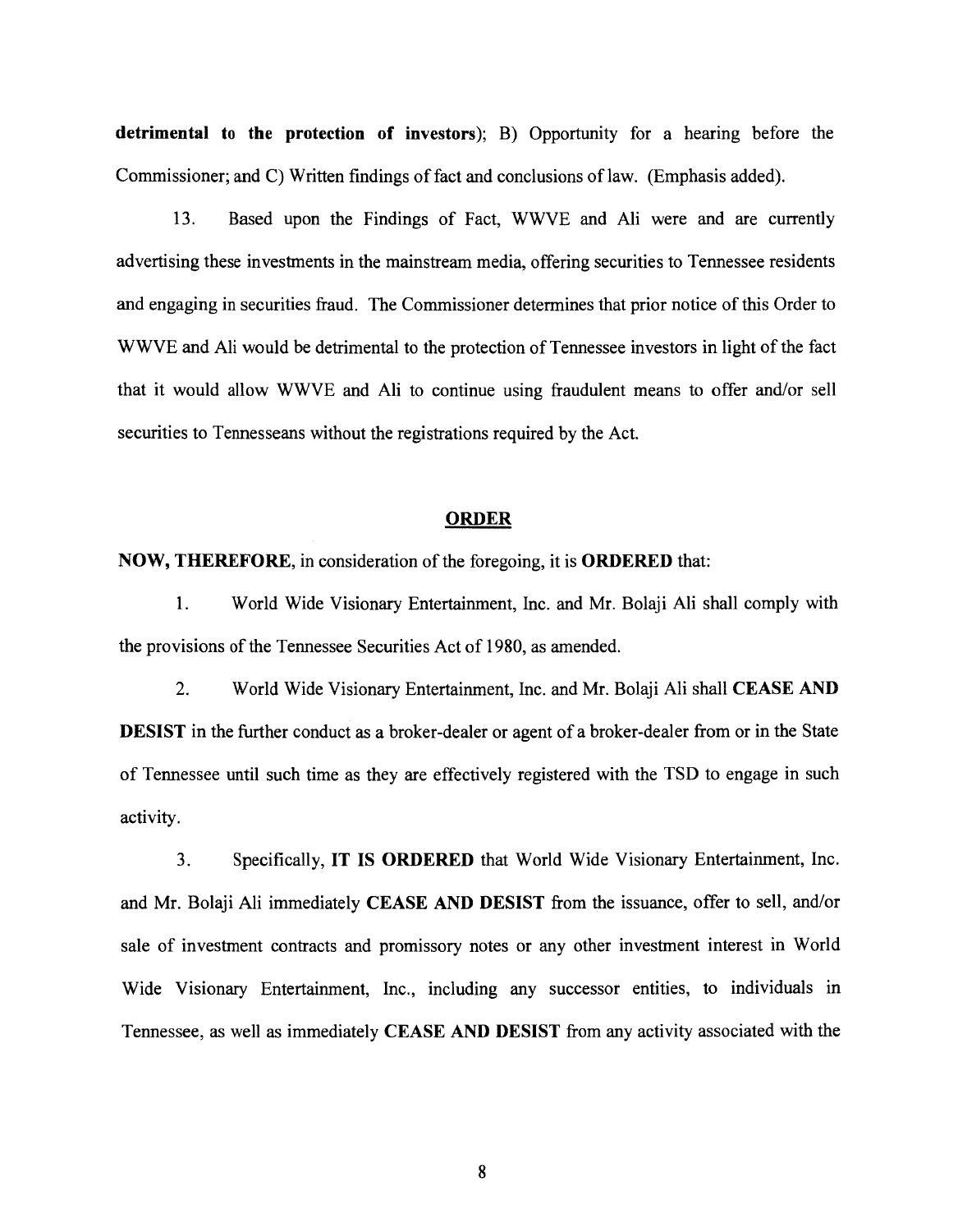**detrimental to the protection of investors**); B) Opportunity for a hearing before the Commissioner; and C) Written findings of fact and conclusions of law. (Emphasis added).

13. Based upon the Findings of Fact, WWVE and Ali were and are currently advertising these investments in the mainstream media, offering securities to Tennessee residents and engaging in securities fraud. The Commissioner determines that prior notice of this Order to WWVE and Ali would be detrimental to the protection of Tennessee investors in light of the fact that it would allow WWVE and Ali to continue using fraudulent means to offer and/or sell securities to Tennesseans without the registrations required by the Act.

## ORDER

**NOW, THEREFORE,** in consideration of the foregoing, it is **ORDERED** that:

1. World Wide Visionary Entertainment, Inc. and Mr. Bolaji Ali shall comply with the provisions of the Tennessee Securities Act of 1980, as amended.

2. World Wide Visionary Entertainment, Inc. and Mr. Bolaji Ali shall **CEASE AND DESIST** in the further conduct as a broker-dealer or agent of a broker-dealer from or in the State of Tennessee until such time as they are effectively registered with the TSD to engage in such activity.

3. Specifically, **IT IS ORDERED** that World Wide Visionary Entertainment, Inc. and Mr. Bolaji Ali immediately **CEASE AND DESIST** from the issuance, offer to sell, and/or sale of investment contracts and promissory notes or any other investment interest in World Wide Visionary Entertainment, Inc., including any successor entities, to individuals in Tennessee, as well as immediately **CEASE AND DESIST** from any activity associated with the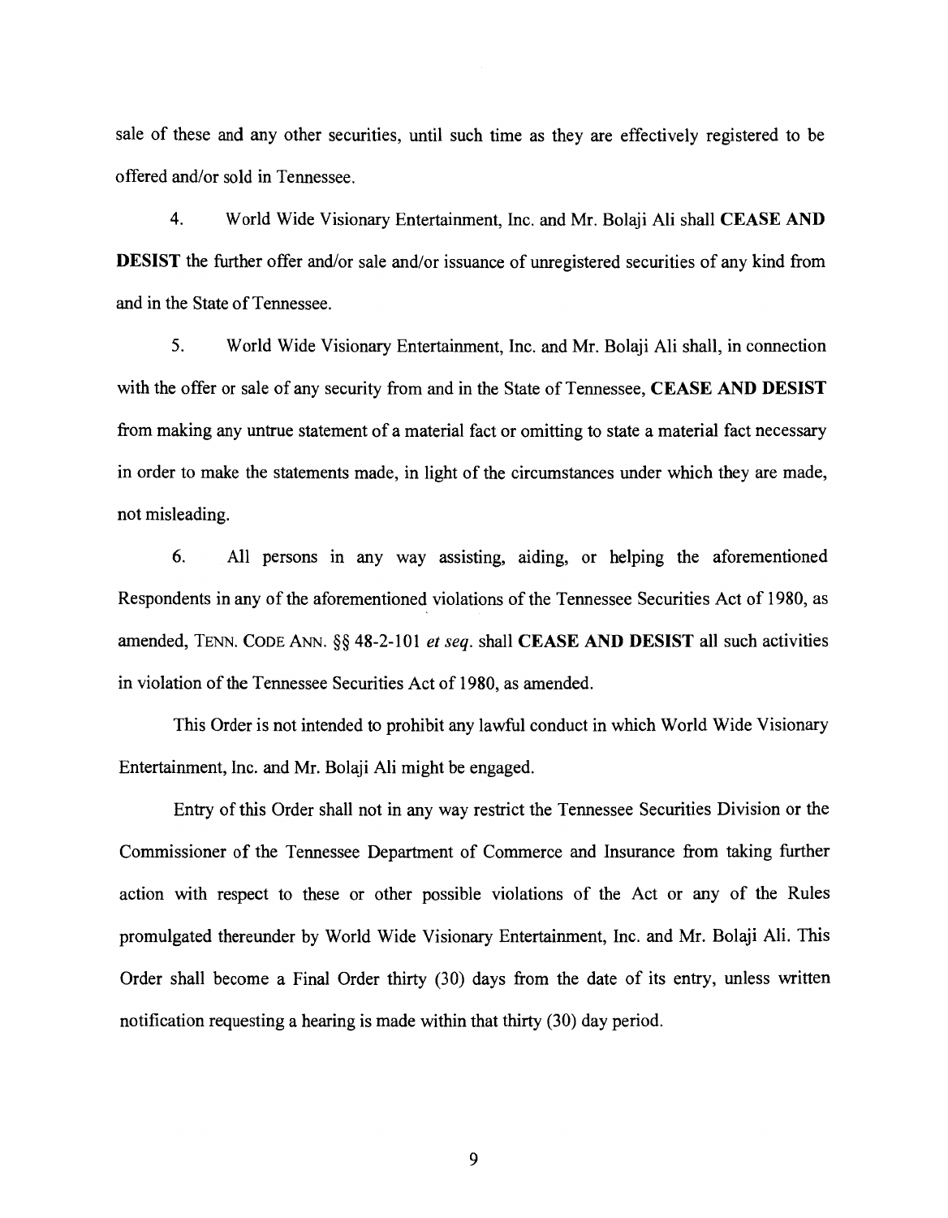sale of these and any other securities, until such time as they are effectively registered to be offered and/or sold in Tennessee.

4. World Wide Visionary Entertainment, Inc. and Mr. Bolaji Ali shall **CEASE AND DESIST** the further offer and/or sale and/or issuance of unregistered securities of any kind from and in the State of Tennessee.

5. World Wide Visionary Entertainment, Inc. and Mr. Bolaji Ali shall, in connection with the offer or sale of any security from and in the State of Tennessee, **CEASE AND DESIST** from making any untrue statement of a material fact or omitting to state a material fact necessary in order to make the statements made, in light of the circumstances under which they are made, not misleading.

6. All persons in any way assisting, aiding, or helping the aforementioned Respondents in any of the aforementioned violations of the Tennessee Securities Act of 1980, as amended, TENN. CODE ANN. §§ 48-2-101 *et seq.* shall **CEASE AND DESIST** all such activities in violation of the Tennessee Securities Act of 1980, as amended.

This Order is not intended to prohibit any lawful conduct in which World Wide Visionary Entertainment, Inc. and Mr. Bolaji Ali might be engaged.

Entry of this Order shall not in any way restrict the Tennessee Securities Division or the Commissioner of the Tennessee Department of Commerce and Insurance from taking further action with respect to these or other possible violations of the Act or any of the Rules promulgated thereunder by World Wide Visionary Entertainment, Inc. and Mr. Bolaji Ali. This Order shall become a Final Order thirty (30) days from the date of its entry, unless written notification requesting a hearing is made within that thirty (30) day period.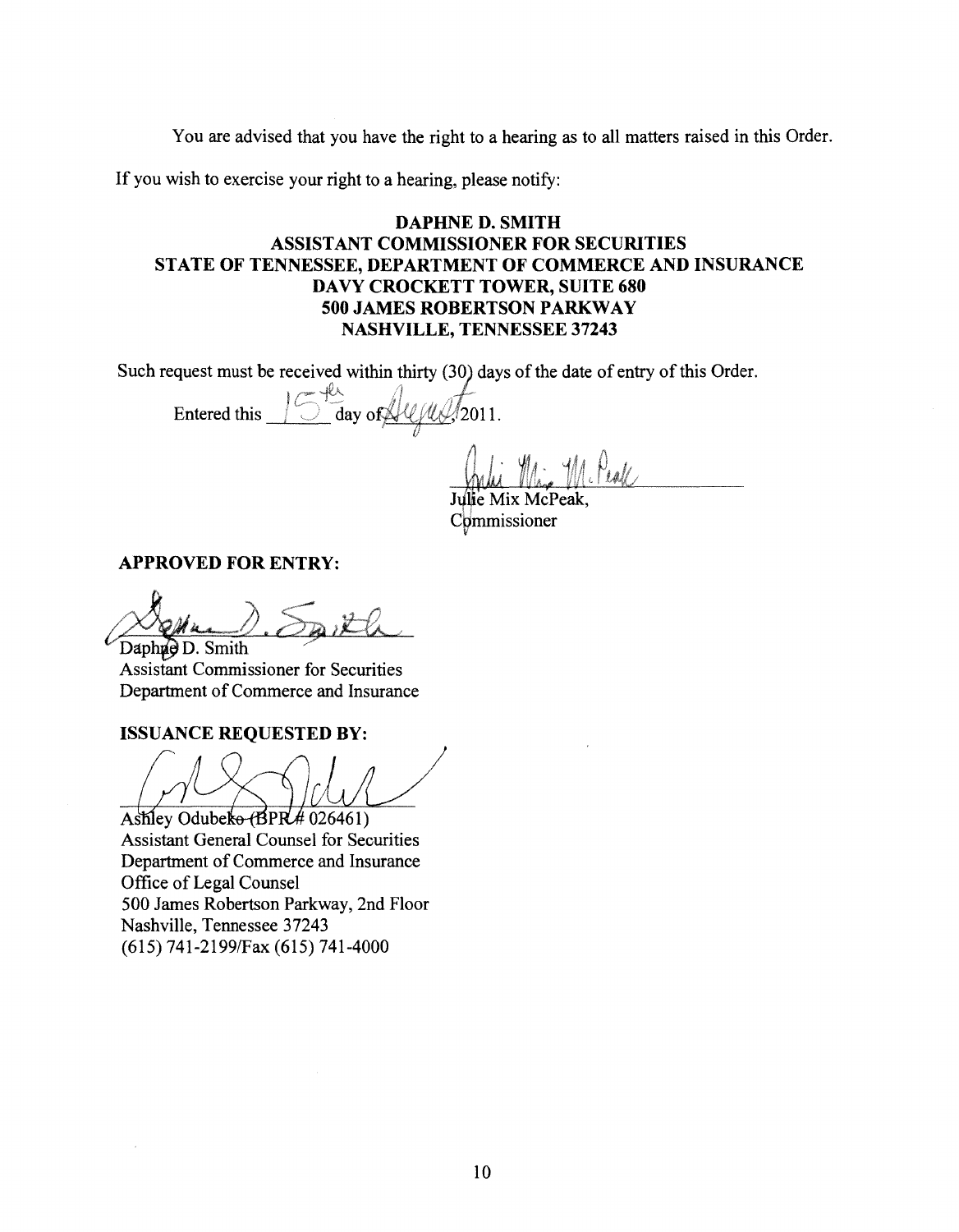You are advised that you have the right to a hearing as to all matters raised in this Order.

If you wish to exercise your right to a hearing, please notify:

**DAPHNE D. SMITH**
**ASSISTANT COMMISSIONER FOR SECURITIES**
**STATE OF TENNESSEE, DEPARTMENT OF COMMERCE AND INSURANCE**
**DAVY CROCKETT TOWER, SUITE 680**
**500 JAMES ROBERTSON PARKWAY**
**NASHVILLE, TENNESSEE 37243**

Such request must be received within thirty (30) days of the date of entry of this Order.

Entered this 15th day of August, 2011.

Julie Mix McPeak,
Commissioner

**APPROVED FOR ENTRY:**

Daphne D. Smith
Assistant Commissioner for Securities
Department of Commerce and Insurance

**ISSUANCE REQUESTED BY:**

Ashley Odubeko (BPR# 026461)
Assistant General Counsel for Securities
Department of Commerce and Insurance
Office of Legal Counsel
500 James Robertson Parkway, 2nd Floor
Nashville, Tennessee 37243
(615) 741-2199/Fax (615) 741-4000